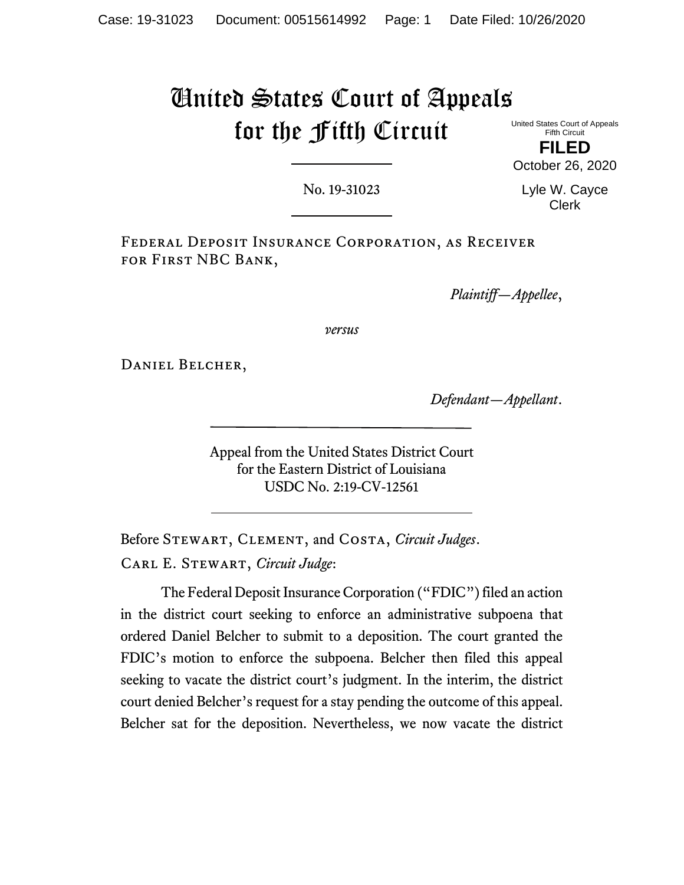# United States Court of Appeals for the Fifth Circuit

United States Court of Appeals
Fifth Circuit

**FILED**

October 26, 2020

Lyle W. Cayce
Clerk

No. 19-31023

Federal Deposit Insurance Corporation, as Receiver for First NBC Bank,

*Plaintiff—Appellee*,

*versus*

Daniel Belcher,

*Defendant—Appellant*.

Appeal from the United States District Court
for the Eastern District of Louisiana
USDC No. 2:19-CV-12561

Before Stewart, Clement, and Costa, *Circuit Judges*.

Carl E. Stewart, *Circuit Judge*:

The Federal Deposit Insurance Corporation ("FDIC") filed an action in the district court seeking to enforce an administrative subpoena that ordered Daniel Belcher to submit to a deposition. The court granted the FDIC's motion to enforce the subpoena. Belcher then filed this appeal seeking to vacate the district court's judgment. In the interim, the district court denied Belcher's request for a stay pending the outcome of this appeal. Belcher sat for the deposition. Nevertheless, we now vacate the district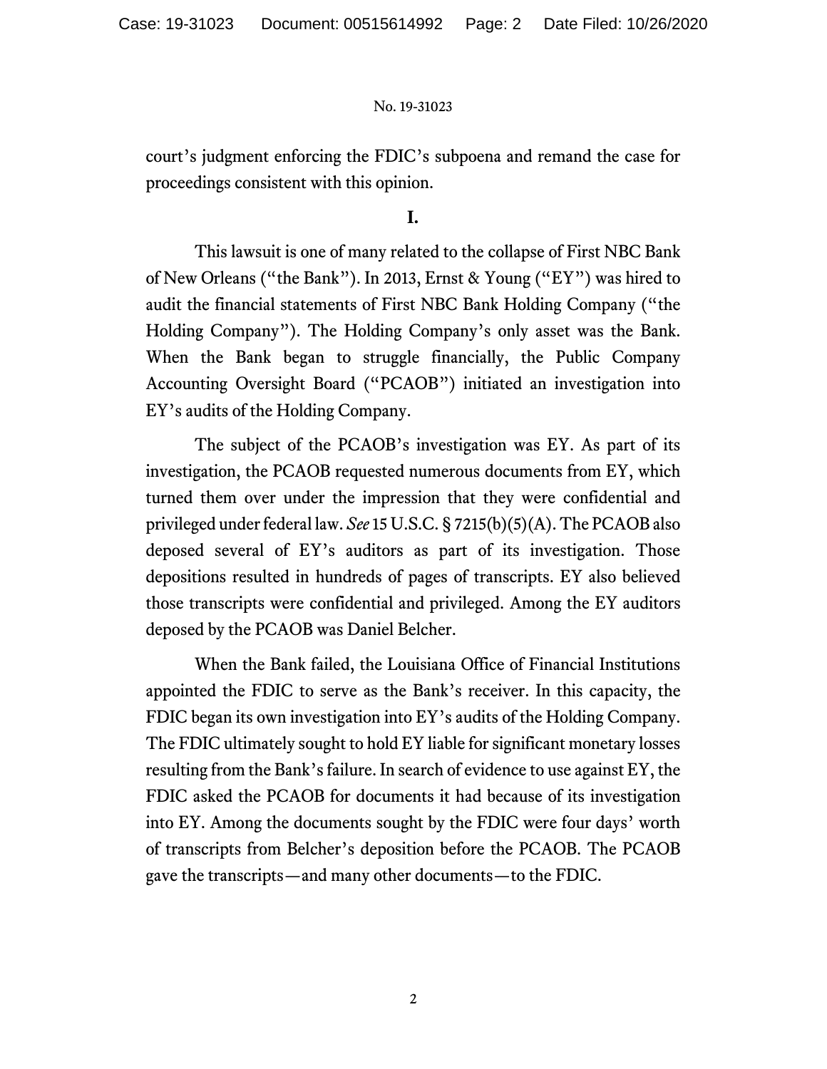court's judgment enforcing the FDIC's subpoena and remand the case for proceedings consistent with this opinion.

## I.

This lawsuit is one of many related to the collapse of First NBC Bank of New Orleans ("the Bank"). In 2013, Ernst & Young ("EY") was hired to audit the financial statements of First NBC Bank Holding Company ("the Holding Company"). The Holding Company's only asset was the Bank. When the Bank began to struggle financially, the Public Company Accounting Oversight Board ("PCAOB") initiated an investigation into EY's audits of the Holding Company.

The subject of the PCAOB's investigation was EY. As part of its investigation, the PCAOB requested numerous documents from EY, which turned them over under the impression that they were confidential and privileged under federal law. *See* 15 U.S.C. § 7215(b)(5)(A). The PCAOB also deposed several of EY's auditors as part of its investigation. Those depositions resulted in hundreds of pages of transcripts. EY also believed those transcripts were confidential and privileged. Among the EY auditors deposed by the PCAOB was Daniel Belcher.

When the Bank failed, the Louisiana Office of Financial Institutions appointed the FDIC to serve as the Bank's receiver. In this capacity, the FDIC began its own investigation into EY's audits of the Holding Company. The FDIC ultimately sought to hold EY liable for significant monetary losses resulting from the Bank's failure. In search of evidence to use against EY, the FDIC asked the PCAOB for documents it had because of its investigation into EY. Among the documents sought by the FDIC were four days' worth of transcripts from Belcher's deposition before the PCAOB. The PCAOB gave the transcripts—and many other documents—to the FDIC.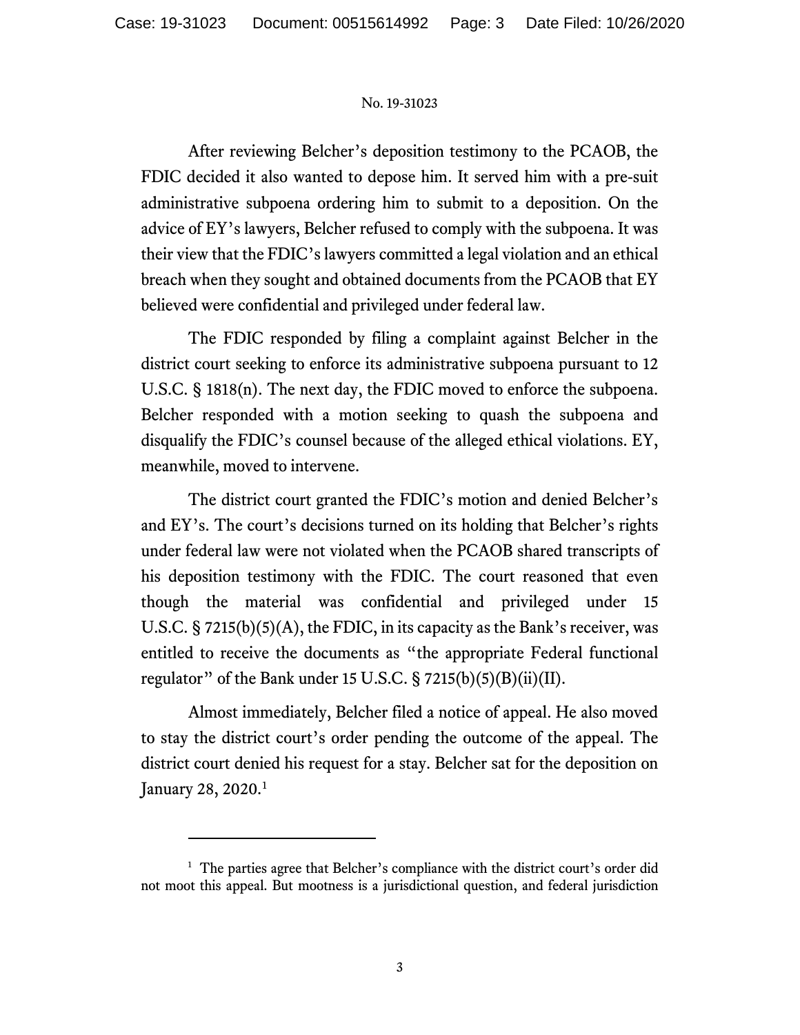After reviewing Belcher's deposition testimony to the PCAOB, the FDIC decided it also wanted to depose him. It served him with a pre-suit administrative subpoena ordering him to submit to a deposition. On the advice of EY's lawyers, Belcher refused to comply with the subpoena. It was their view that the FDIC's lawyers committed a legal violation and an ethical breach when they sought and obtained documents from the PCAOB that EY believed were confidential and privileged under federal law.

The FDIC responded by filing a complaint against Belcher in the district court seeking to enforce its administrative subpoena pursuant to 12 U.S.C. § 1818(n). The next day, the FDIC moved to enforce the subpoena. Belcher responded with a motion seeking to quash the subpoena and disqualify the FDIC's counsel because of the alleged ethical violations. EY, meanwhile, moved to intervene.

The district court granted the FDIC's motion and denied Belcher's and EY's. The court's decisions turned on its holding that Belcher's rights under federal law were not violated when the PCAOB shared transcripts of his deposition testimony with the FDIC. The court reasoned that even though the material was confidential and privileged under 15 U.S.C. § 7215(b)(5)(A), the FDIC, in its capacity as the Bank's receiver, was entitled to receive the documents as "the appropriate Federal functional regulator" of the Bank under 15 U.S.C. § 7215(b)(5)(B)(ii)(II).

Almost immediately, Belcher filed a notice of appeal. He also moved to stay the district court's order pending the outcome of the appeal. The district court denied his request for a stay. Belcher sat for the deposition on January 28, 2020.[1]

---

[1] The parties agree that Belcher's compliance with the district court's order did not moot this appeal. But mootness is a jurisdictional question, and federal jurisdiction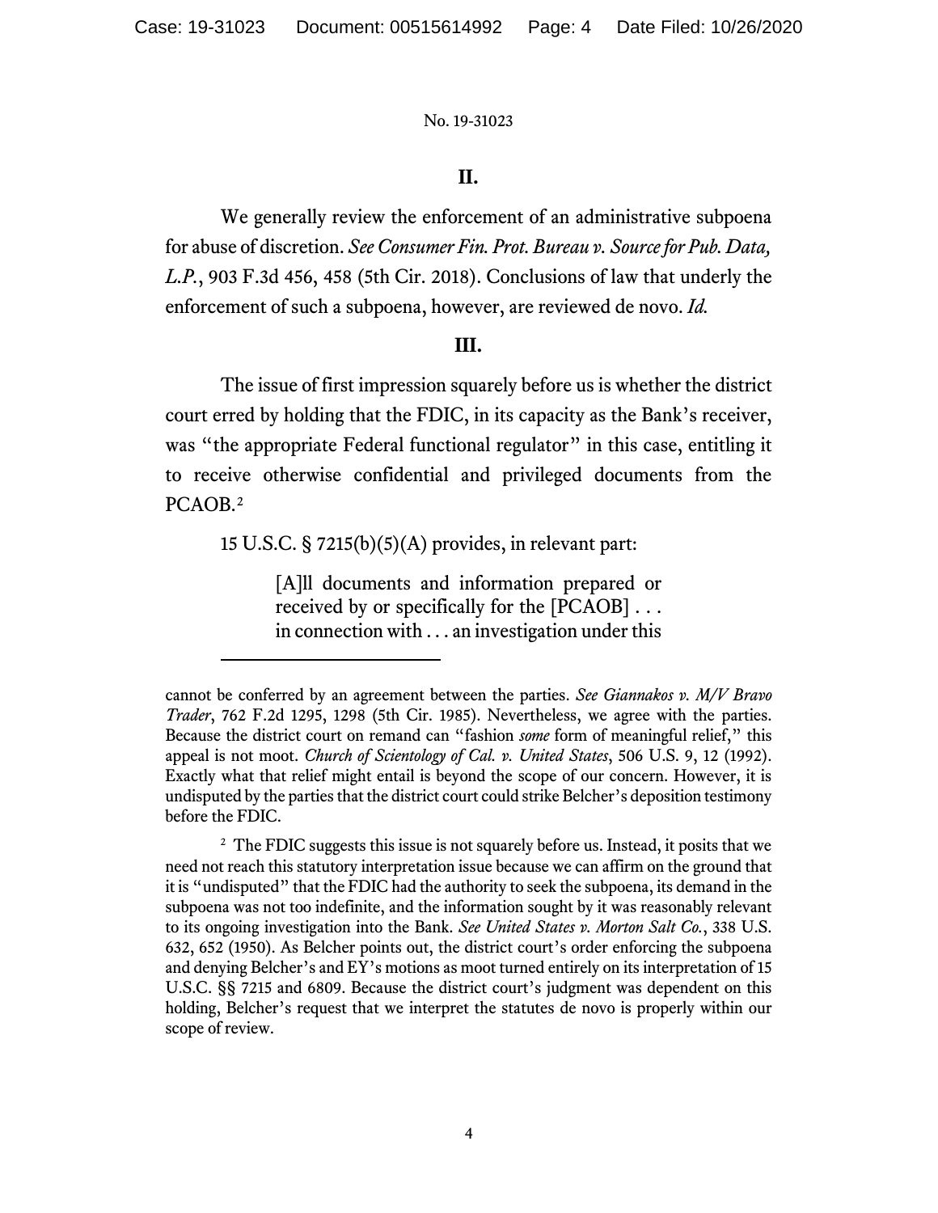## II.

We generally review the enforcement of an administrative subpoena for abuse of discretion. *See Consumer Fin. Prot. Bureau v. Source for Pub. Data, L.P.*, 903 F.3d 456, 458 (5th Cir. 2018). Conclusions of law that underly the enforcement of such a subpoena, however, are reviewed de novo. *Id.*

## III.

The issue of first impression squarely before us is whether the district court erred by holding that the FDIC, in its capacity as the Bank's receiver, was "the appropriate Federal functional regulator" in this case, entitling it to receive otherwise confidential and privileged documents from the PCAOB.[2]

15 U.S.C. § 7215(b)(5)(A) provides, in relevant part:

> [A]ll documents and information prepared or received by or specifically for the [PCAOB] . . . in connection with . . . an investigation under this

---

cannot be conferred by an agreement between the parties. *See Giannakos v. M/V Bravo Trader*, 762 F.2d 1295, 1298 (5th Cir. 1985). Nevertheless, we agree with the parties. Because the district court on remand can "fashion *some* form of meaningful relief," this appeal is not moot. *Church of Scientology of Cal. v. United States*, 506 U.S. 9, 12 (1992). Exactly what that relief might entail is beyond the scope of our concern. However, it is undisputed by the parties that the district court could strike Belcher's deposition testimony before the FDIC.

[2] The FDIC suggests this issue is not squarely before us. Instead, it posits that we need not reach this statutory interpretation issue because we can affirm on the ground that it is "undisputed" that the FDIC had the authority to seek the subpoena, its demand in the subpoena was not too indefinite, and the information sought by it was reasonably relevant to its ongoing investigation into the Bank. *See United States v. Morton Salt Co.*, 338 U.S. 632, 652 (1950). As Belcher points out, the district court's order enforcing the subpoena and denying Belcher's and EY's motions as moot turned entirely on its interpretation of 15 U.S.C. §§ 7215 and 6809. Because the district court's judgment was dependent on this holding, Belcher's request that we interpret the statutes de novo is properly within our scope of review.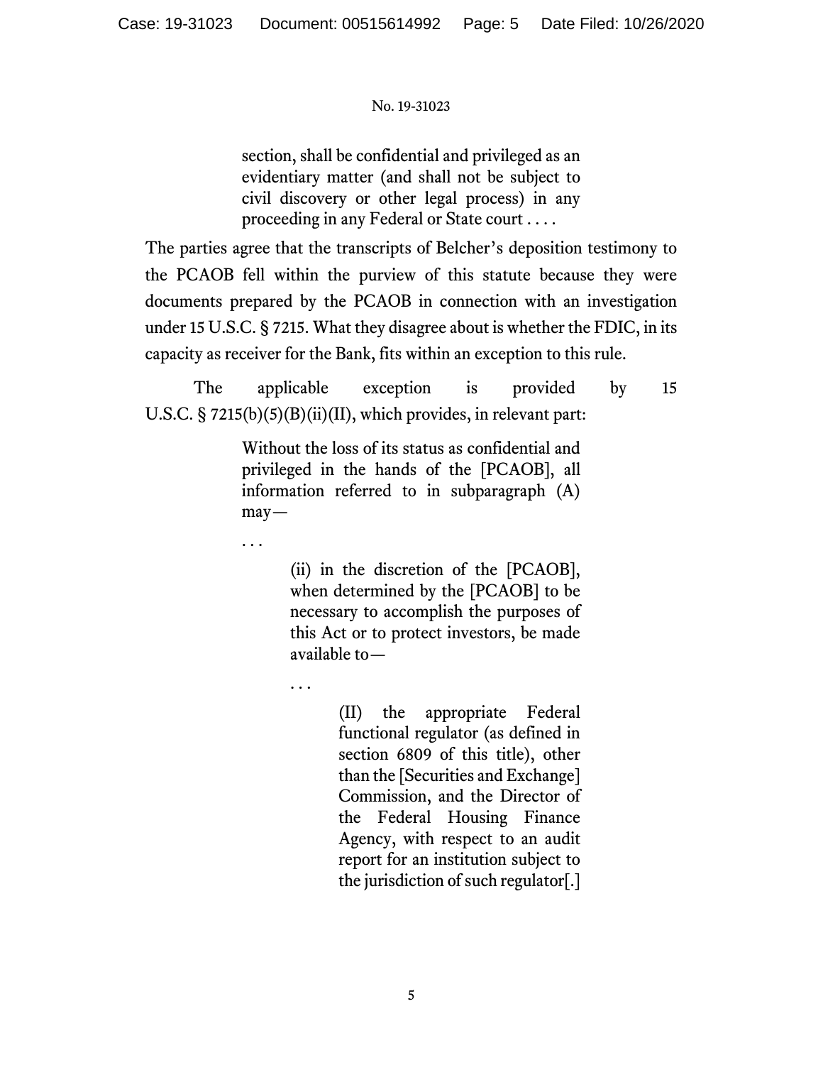> section, shall be confidential and privileged as an evidentiary matter (and shall not be subject to civil discovery or other legal process) in any proceeding in any Federal or State court . . . .

The parties agree that the transcripts of Belcher's deposition testimony to the PCAOB fell within the purview of this statute because they were documents prepared by the PCAOB in connection with an investigation under 15 U.S.C. § 7215. What they disagree about is whether the FDIC, in its capacity as receiver for the Bank, fits within an exception to this rule.

The applicable exception is provided by 15 U.S.C. § 7215(b)(5)(B)(ii)(II), which provides, in relevant part:

> Without the loss of its status as confidential and privileged in the hands of the [PCAOB], all information referred to in subparagraph (A) may—
>
> . . .
>
> > (ii) in the discretion of the [PCAOB], when determined by the [PCAOB] to be necessary to accomplish the purposes of this Act or to protect investors, be made available to—
> >
> > . . .
> >
> > > (II) the appropriate Federal functional regulator (as defined in section 6809 of this title), other than the [Securities and Exchange] Commission, and the Director of the Federal Housing Finance Agency, with respect to an audit report for an institution subject to the jurisdiction of such regulator[.]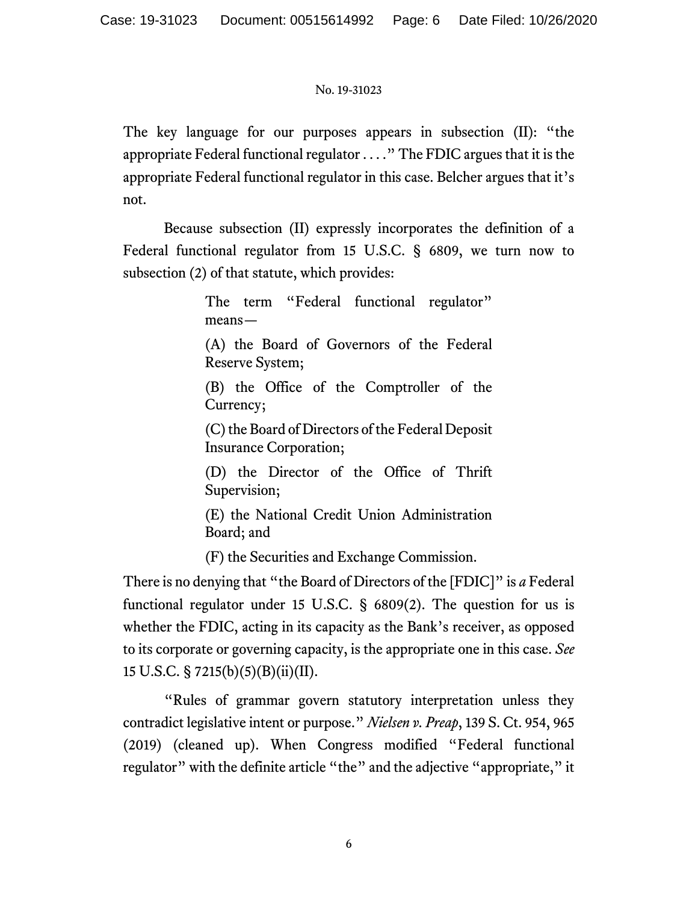The key language for our purposes appears in subsection (II): "the appropriate Federal functional regulator . . . ." The FDIC argues that it is the appropriate Federal functional regulator in this case. Belcher argues that it's not.

Because subsection (II) expressly incorporates the definition of a Federal functional regulator from 15 U.S.C. § 6809, we turn now to subsection (2) of that statute, which provides:

> The term "Federal functional regulator" means—
>
> (A) the Board of Governors of the Federal Reserve System;
>
> (B) the Office of the Comptroller of the Currency;
>
> (C) the Board of Directors of the Federal Deposit Insurance Corporation;
>
> (D) the Director of the Office of Thrift Supervision;
>
> (E) the National Credit Union Administration Board; and
>
> (F) the Securities and Exchange Commission.

There is no denying that "the Board of Directors of the [FDIC]" is *a* Federal functional regulator under 15 U.S.C. § 6809(2). The question for us is whether the FDIC, acting in its capacity as the Bank's receiver, as opposed to its corporate or governing capacity, is the appropriate one in this case. *See* 15 U.S.C. § 7215(b)(5)(B)(ii)(II).

"Rules of grammar govern statutory interpretation unless they contradict legislative intent or purpose." *Nielsen v. Preap*, 139 S. Ct. 954, 965 (2019) (cleaned up). When Congress modified "Federal functional regulator" with the definite article "the" and the adjective "appropriate," it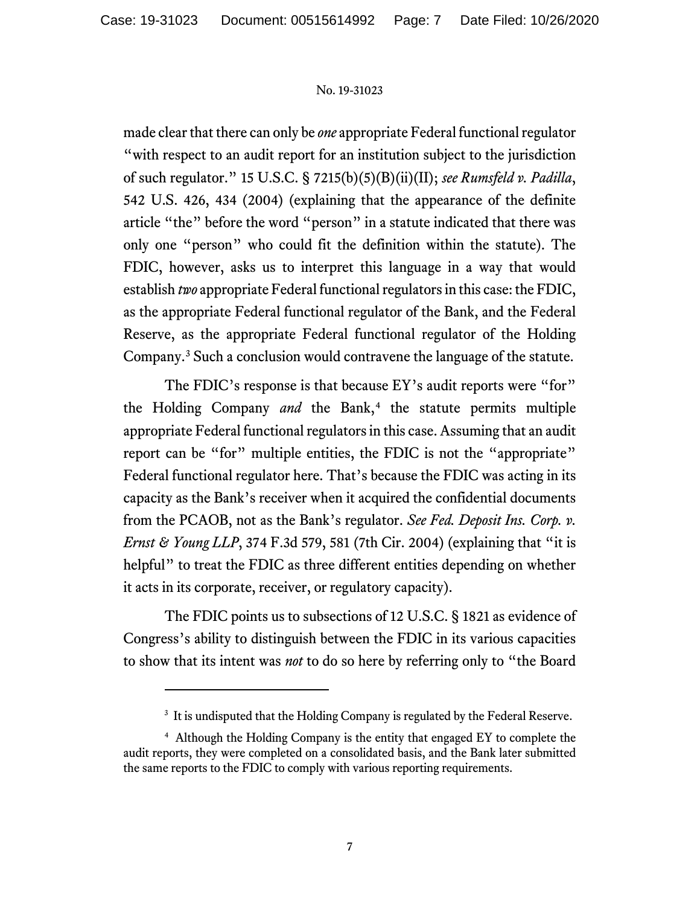made clear that there can only be *one* appropriate Federal functional regulator "with respect to an audit report for an institution subject to the jurisdiction of such regulator." 15 U.S.C. § 7215(b)(5)(B)(ii)(II); *see Rumsfeld v. Padilla*, 542 U.S. 426, 434 (2004) (explaining that the appearance of the definite article "the" before the word "person" in a statute indicated that there was only one "person" who could fit the definition within the statute). The FDIC, however, asks us to interpret this language in a way that would establish *two* appropriate Federal functional regulators in this case: the FDIC, as the appropriate Federal functional regulator of the Bank, and the Federal Reserve, as the appropriate Federal functional regulator of the Holding Company.[3] Such a conclusion would contravene the language of the statute.

The FDIC's response is that because EY's audit reports were "for" the Holding Company *and* the Bank,[4] the statute permits multiple appropriate Federal functional regulators in this case. Assuming that an audit report can be "for" multiple entities, the FDIC is not the "appropriate" Federal functional regulator here. That's because the FDIC was acting in its capacity as the Bank's receiver when it acquired the confidential documents from the PCAOB, not as the Bank's regulator. *See Fed. Deposit Ins. Corp. v. Ernst & Young LLP*, 374 F.3d 579, 581 (7th Cir. 2004) (explaining that "it is helpful" to treat the FDIC as three different entities depending on whether it acts in its corporate, receiver, or regulatory capacity).

The FDIC points us to subsections of 12 U.S.C. § 1821 as evidence of Congress's ability to distinguish between the FDIC in its various capacities to show that its intent was *not* to do so here by referring only to "the Board

---

[3] It is undisputed that the Holding Company is regulated by the Federal Reserve.

[4] Although the Holding Company is the entity that engaged EY to complete the audit reports, they were completed on a consolidated basis, and the Bank later submitted the same reports to the FDIC to comply with various reporting requirements.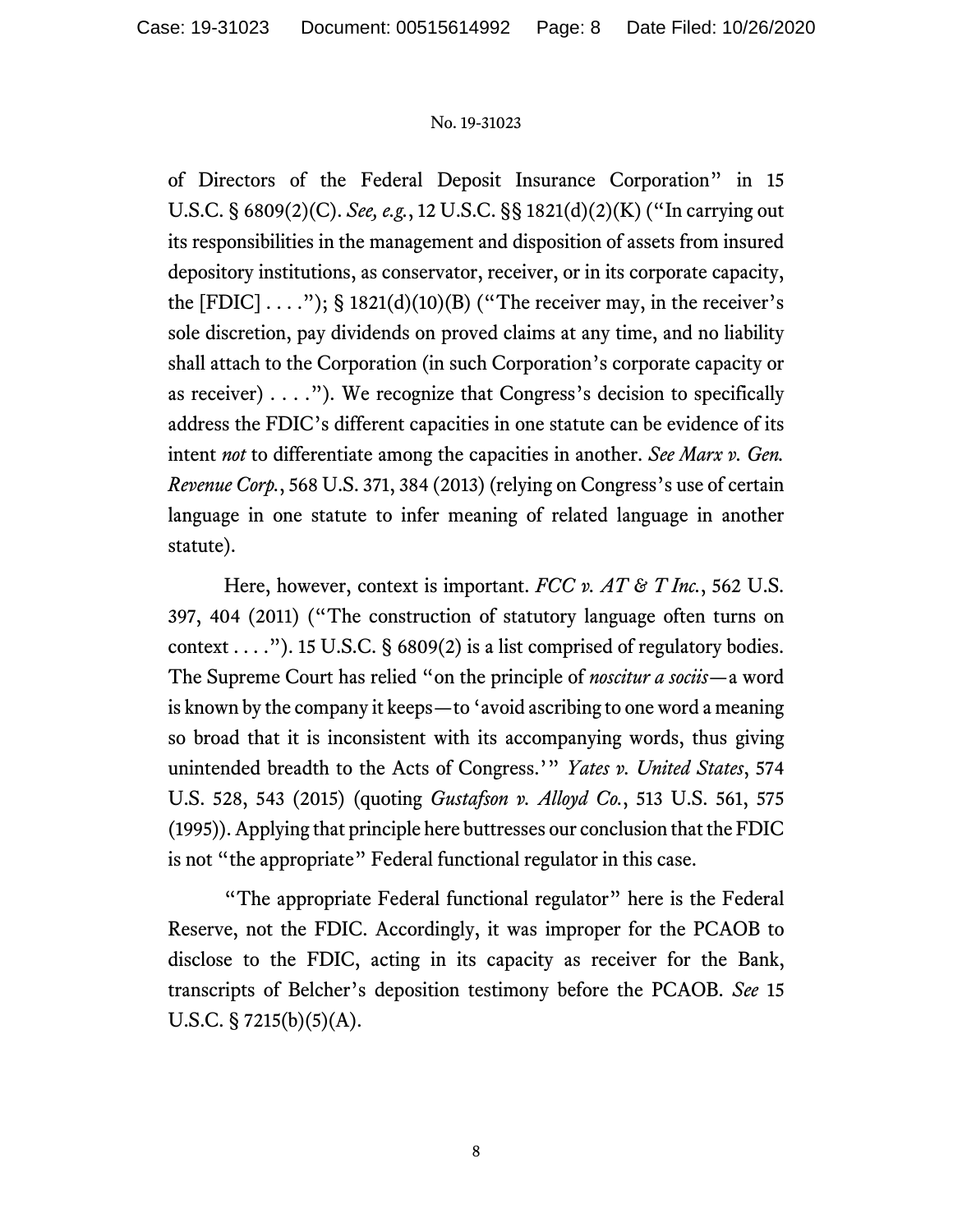of Directors of the Federal Deposit Insurance Corporation" in 15 U.S.C. § 6809(2)(C). *See, e.g.*, 12 U.S.C. §§ 1821(d)(2)(K) ("In carrying out its responsibilities in the management and disposition of assets from insured depository institutions, as conservator, receiver, or in its corporate capacity, the [FDIC] . . . ."); § 1821(d)(10)(B) ("The receiver may, in the receiver's sole discretion, pay dividends on proved claims at any time, and no liability shall attach to the Corporation (in such Corporation's corporate capacity or as receiver) . . . ."). We recognize that Congress's decision to specifically address the FDIC's different capacities in one statute can be evidence of its intent *not* to differentiate among the capacities in another. *See Marx v. Gen. Revenue Corp.*, 568 U.S. 371, 384 (2013) (relying on Congress's use of certain language in one statute to infer meaning of related language in another statute).

Here, however, context is important. *FCC v. AT & T Inc.*, 562 U.S. 397, 404 (2011) ("The construction of statutory language often turns on context . . . ."). 15 U.S.C. § 6809(2) is a list comprised of regulatory bodies. The Supreme Court has relied "on the principle of *noscitur a sociis*—a word is known by the company it keeps—to 'avoid ascribing to one word a meaning so broad that it is inconsistent with its accompanying words, thus giving unintended breadth to the Acts of Congress.'" *Yates v. United States*, 574 U.S. 528, 543 (2015) (quoting *Gustafson v. Alloyd Co.*, 513 U.S. 561, 575 (1995)). Applying that principle here buttresses our conclusion that the FDIC is not "the appropriate" Federal functional regulator in this case.

"The appropriate Federal functional regulator" here is the Federal Reserve, not the FDIC. Accordingly, it was improper for the PCAOB to disclose to the FDIC, acting in its capacity as receiver for the Bank, transcripts of Belcher's deposition testimony before the PCAOB. *See* 15 U.S.C. § 7215(b)(5)(A).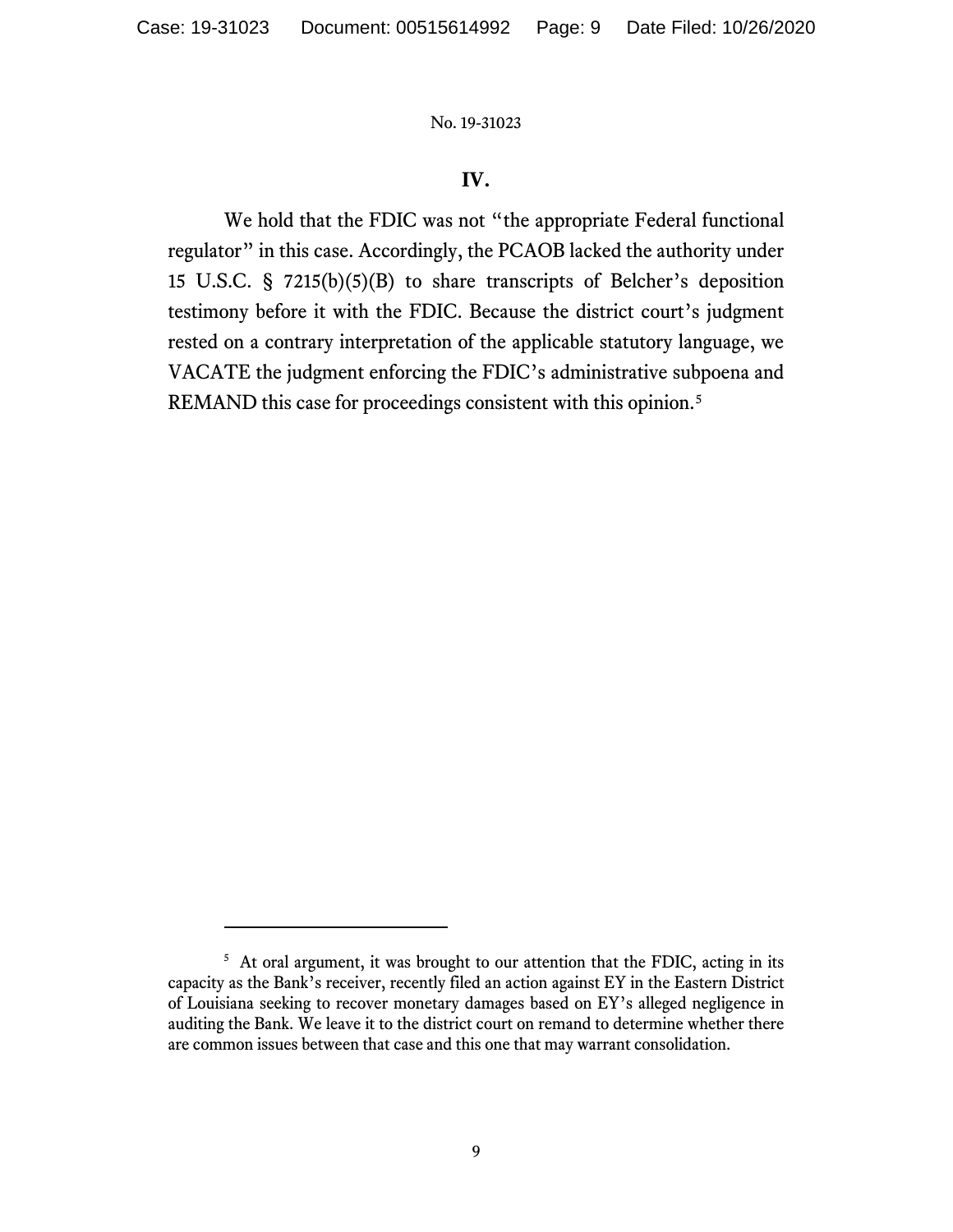## IV.

We hold that the FDIC was not "the appropriate Federal functional regulator" in this case. Accordingly, the PCAOB lacked the authority under 15 U.S.C. § 7215(b)(5)(B) to share transcripts of Belcher's deposition testimony before it with the FDIC. Because the district court's judgment rested on a contrary interpretation of the applicable statutory language, we VACATE the judgment enforcing the FDIC's administrative subpoena and REMAND this case for proceedings consistent with this opinion.[5]

---

[5] At oral argument, it was brought to our attention that the FDIC, acting in its capacity as the Bank's receiver, recently filed an action against EY in the Eastern District of Louisiana seeking to recover monetary damages based on EY's alleged negligence in auditing the Bank. We leave it to the district court on remand to determine whether there are common issues between that case and this one that may warrant consolidation.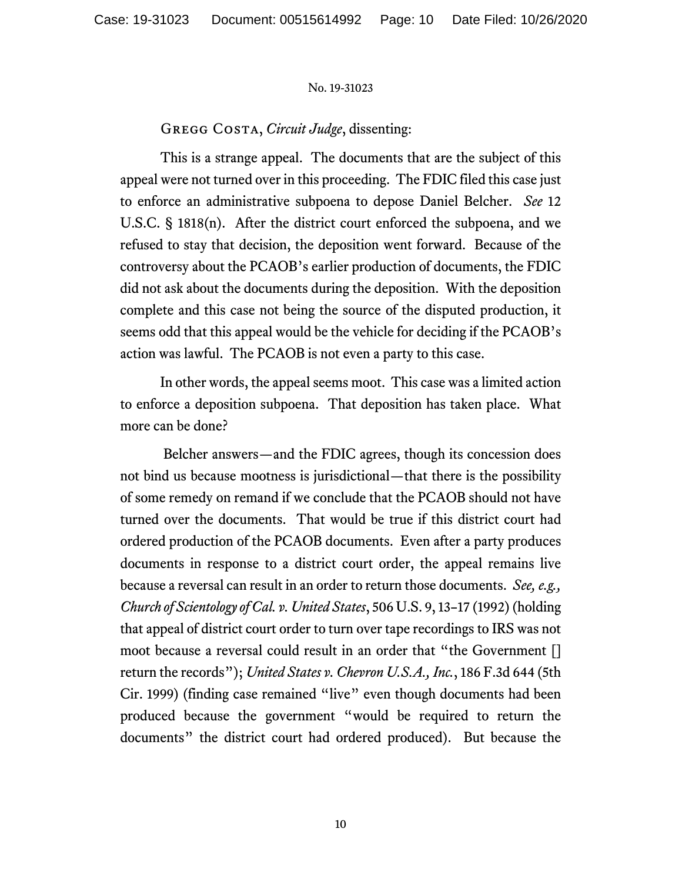Gregg Costa, *Circuit Judge*, dissenting:

This is a strange appeal. The documents that are the subject of this appeal were not turned over in this proceeding. The FDIC filed this case just to enforce an administrative subpoena to depose Daniel Belcher. *See* 12 U.S.C. § 1818(n). After the district court enforced the subpoena, and we refused to stay that decision, the deposition went forward. Because of the controversy about the PCAOB's earlier production of documents, the FDIC did not ask about the documents during the deposition. With the deposition complete and this case not being the source of the disputed production, it seems odd that this appeal would be the vehicle for deciding if the PCAOB's action was lawful. The PCAOB is not even a party to this case.

In other words, the appeal seems moot. This case was a limited action to enforce a deposition subpoena. That deposition has taken place. What more can be done?

Belcher answers—and the FDIC agrees, though its concession does not bind us because mootness is jurisdictional—that there is the possibility of some remedy on remand if we conclude that the PCAOB should not have turned over the documents. That would be true if this district court had ordered production of the PCAOB documents. Even after a party produces documents in response to a district court order, the appeal remains live because a reversal can result in an order to return those documents. *See, e.g., Church of Scientology of Cal. v. United States*, 506 U.S. 9, 13–17 (1992) (holding that appeal of district court order to turn over tape recordings to IRS was not moot because a reversal could result in an order that "the Government [] return the records"); *United States v. Chevron U.S.A., Inc.*, 186 F.3d 644 (5th Cir. 1999) (finding case remained "live" even though documents had been produced because the government "would be required to return the documents" the district court had ordered produced). But because the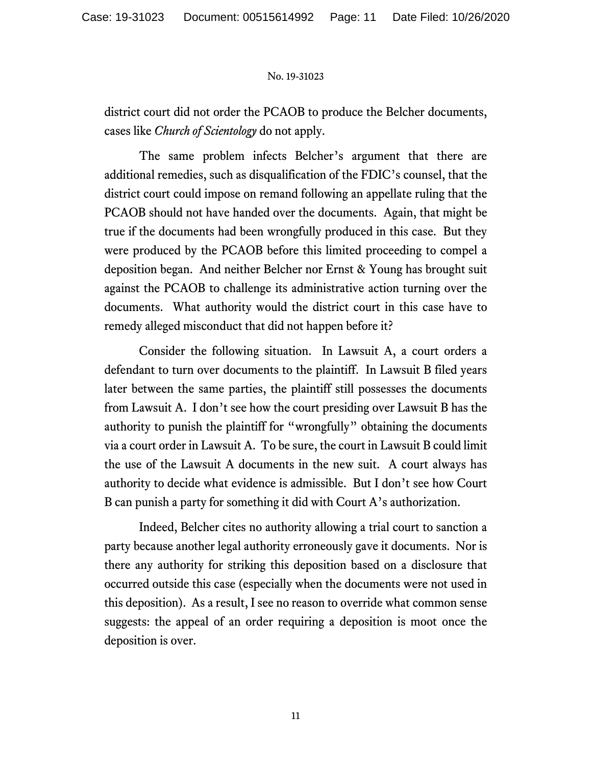district court did not order the PCAOB to produce the Belcher documents, cases like *Church of Scientology* do not apply.

The same problem infects Belcher's argument that there are additional remedies, such as disqualification of the FDIC's counsel, that the district court could impose on remand following an appellate ruling that the PCAOB should not have handed over the documents. Again, that might be true if the documents had been wrongfully produced in this case. But they were produced by the PCAOB before this limited proceeding to compel a deposition began. And neither Belcher nor Ernst & Young has brought suit against the PCAOB to challenge its administrative action turning over the documents. What authority would the district court in this case have to remedy alleged misconduct that did not happen before it?

Consider the following situation. In Lawsuit A, a court orders a defendant to turn over documents to the plaintiff. In Lawsuit B filed years later between the same parties, the plaintiff still possesses the documents from Lawsuit A. I don't see how the court presiding over Lawsuit B has the authority to punish the plaintiff for "wrongfully" obtaining the documents via a court order in Lawsuit A. To be sure, the court in Lawsuit B could limit the use of the Lawsuit A documents in the new suit. A court always has authority to decide what evidence is admissible. But I don't see how Court B can punish a party for something it did with Court A's authorization.

Indeed, Belcher cites no authority allowing a trial court to sanction a party because another legal authority erroneously gave it documents. Nor is there any authority for striking this deposition based on a disclosure that occurred outside this case (especially when the documents were not used in this deposition). As a result, I see no reason to override what common sense suggests: the appeal of an order requiring a deposition is moot once the deposition is over.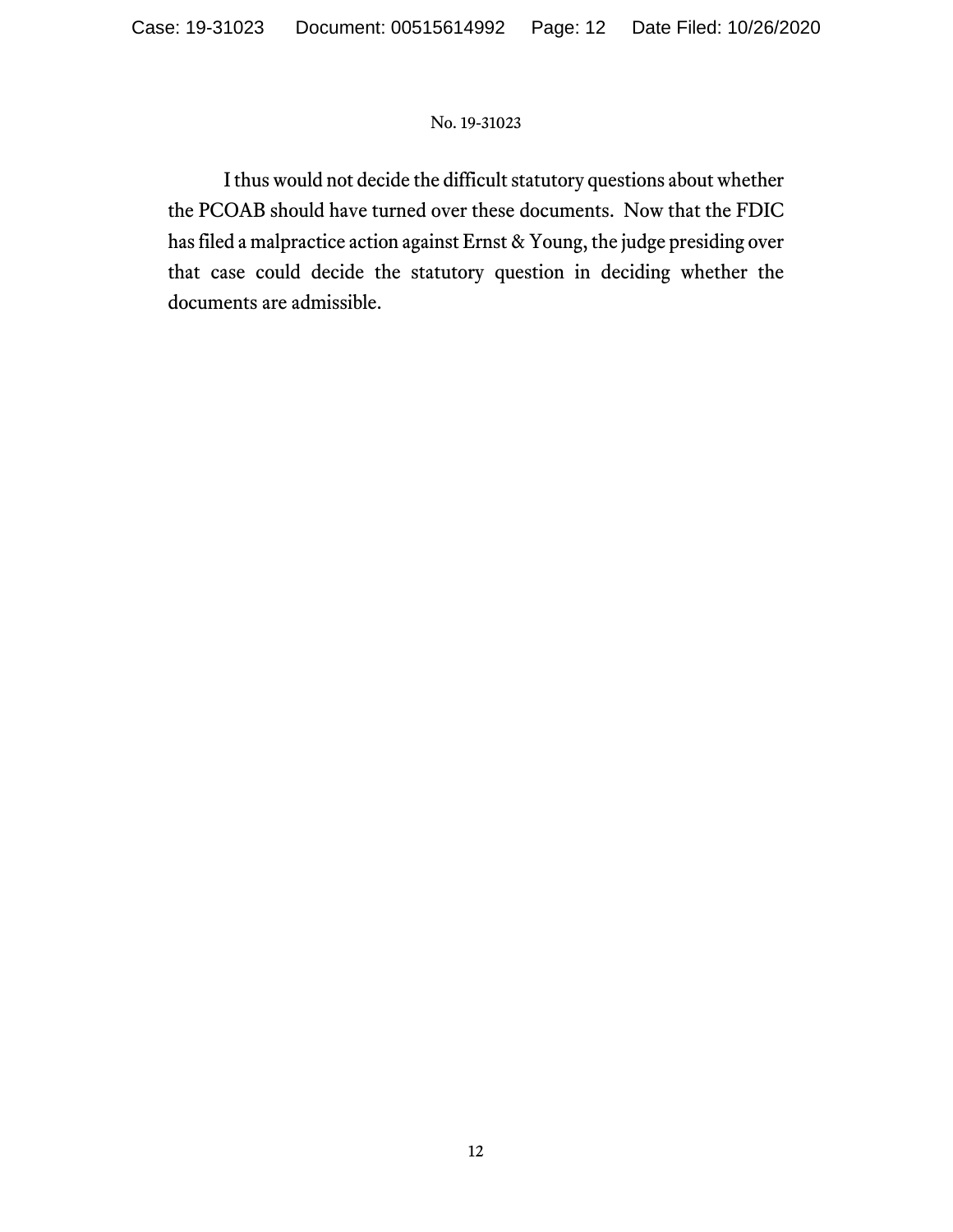I thus would not decide the difficult statutory questions about whether the PCOAB should have turned over these documents. Now that the FDIC has filed a malpractice action against Ernst & Young, the judge presiding over that case could decide the statutory question in deciding whether the documents are admissible.